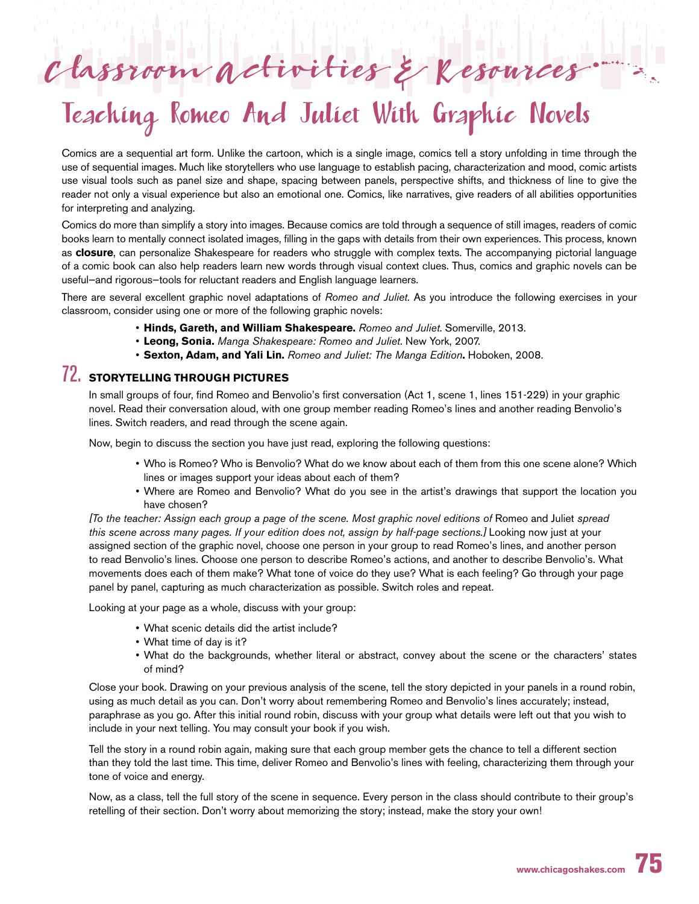# Classroom Activities & Resources

## Teaching Romeo And Juliet With Graphic Novels

Comics are a sequential art form. Unlike the cartoon, which is a single image, comics tell a story unfolding in time through the use of sequential images. Much like storytellers who use language to establish pacing, characterization and mood, comic artists use visual tools such as panel size and shape, spacing between panels, perspective shifts, and thickness of line to give the reader not only a visual experience but also an emotional one. Comics, like narratives, give readers of all abilities opportunities for interpreting and analyzing.

Comics do more than simplify a story into images. Because comics are told through a sequence of still images, readers of comic books learn to mentally connect isolated images, filling in the gaps with details from their own experiences. This process, known as **closure**, can personalize Shakespeare for readers who struggle with complex texts. The accompanying pictorial language of a comic book can also help readers learn new words through visual context clues. Thus, comics and graphic novels can be useful—and rigorous—tools for reluctant readers and English language learners.

There are several excellent graphic novel adaptations of *Romeo and Juliet*. As you introduce the following exercises in your classroom, consider using one or more of the following graphic novels:

- **Hinds, Gareth, and William Shakespeare.** *Romeo and Juliet*. Somerville, 2013.
- **Leong, Sonia.** *Manga Shakespeare: Romeo and Juliet*. New York, 2007.
- **Sexton, Adam, and Yali Lin.** *Romeo and Juliet: The Manga Edition***.** Hoboken, 2008.

### 72. STORYTELLING THROUGH PICTURES

In small groups of four, find Romeo and Benvolio's first conversation (Act 1, scene 1, lines 151-229) in your graphic novel. Read their conversation aloud, with one group member reading Romeo's lines and another reading Benvolio's lines. Switch readers, and read through the scene again.

Now, begin to discuss the section you have just read, exploring the following questions:

- Who is Romeo? Who is Benvolio? What do we know about each of them from this one scene alone? Which lines or images support your ideas about each of them?
- Where are Romeo and Benvolio? What do you see in the artist's drawings that support the location you have chosen?

*[To the teacher: Assign each group a page of the scene. Most graphic novel editions of* Romeo and Juliet *spread this scene across many pages. If your edition does not, assign by half-page sections.]* Looking now just at your assigned section of the graphic novel, choose one person in your group to read Romeo's lines, and another person to read Benvolio's lines. Choose one person to describe Romeo's actions, and another to describe Benvolio's. What movements does each of them make? What tone of voice do they use? What is each feeling? Go through your page panel by panel, capturing as much characterization as possible. Switch roles and repeat.

Looking at your page as a whole, discuss with your group:

- What scenic details did the artist include?
- What time of day is it?
- What do the backgrounds, whether literal or abstract, convey about the scene or the characters' states of mind?

Close your book. Drawing on your previous analysis of the scene, tell the story depicted in your panels in a round robin, using as much detail as you can. Don't worry about remembering Romeo and Benvolio's lines accurately; instead, paraphrase as you go. After this initial round robin, discuss with your group what details were left out that you wish to include in your next telling. You may consult your book if you wish.

Tell the story in a round robin again, making sure that each group member gets the chance to tell a different section than they told the last time. This time, deliver Romeo and Benvolio's lines with feeling, characterizing them through your tone of voice and energy.

Now, as a class, tell the full story of the scene in sequence. Every person in the class should contribute to their group's retelling of their section. Don't worry about memorizing the story; instead, make the story your own!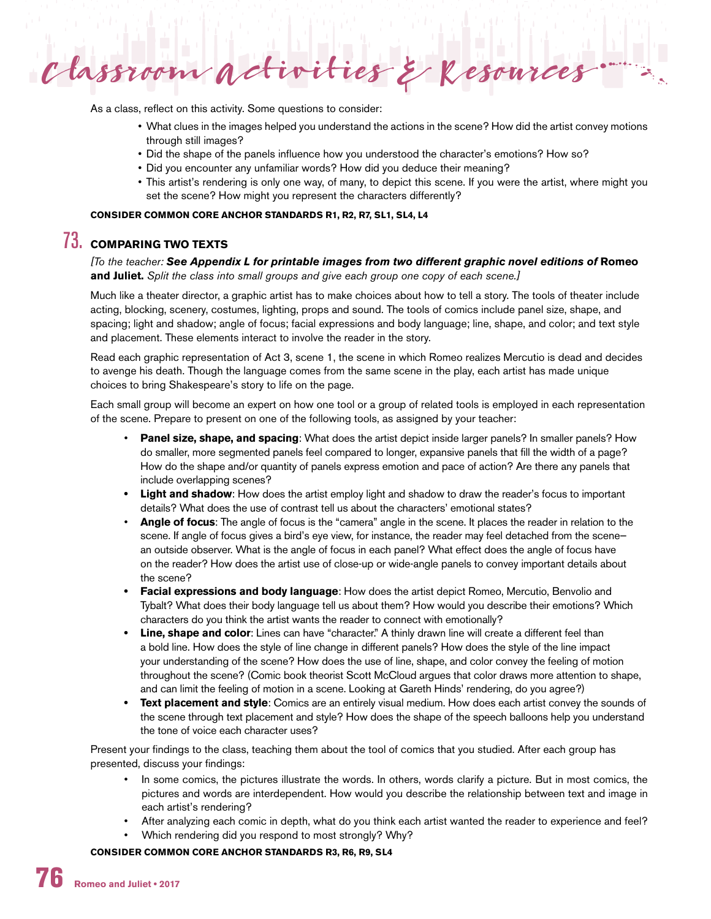As a class, reflect on this activity. Some questions to consider:

- What clues in the images helped you understand the actions in the scene? How did the artist convey motions through still images?
- Did the shape of the panels influence how you understood the character's emotions? How so?
- Did you encounter any unfamiliar words? How did you deduce their meaning?
- This artist's rendering is only one way, of many, to depict this scene. If you were the artist, where might you set the scene? How might you represent the characters differently?

**CONSIDER COMMON CORE ANCHOR STANDARDS R1, R2, R7, SL1, SL4, L4**

## 73. COMPARING TWO TEXTS

*[To the teacher:* ***See Appendix L for printable images from two different graphic novel editions of*** **Romeo and Juliet.** *Split the class into small groups and give each group one copy of each scene.]*

Much like a theater director, a graphic artist has to make choices about how to tell a story. The tools of theater include acting, blocking, scenery, costumes, lighting, props and sound. The tools of comics include panel size, shape, and spacing; light and shadow; angle of focus; facial expressions and body language; line, shape, and color; and text style and placement. These elements interact to involve the reader in the story.

Read each graphic representation of Act 3, scene 1, the scene in which Romeo realizes Mercutio is dead and decides to avenge his death. Though the language comes from the same scene in the play, each artist has made unique choices to bring Shakespeare's story to life on the page.

Each small group will become an expert on how one tool or a group of related tools is employed in each representation of the scene. Prepare to present on one of the following tools, as assigned by your teacher:

- **Panel size, shape, and spacing**: What does the artist depict inside larger panels? In smaller panels? How do smaller, more segmented panels feel compared to longer, expansive panels that fill the width of a page? How do the shape and/or quantity of panels express emotion and pace of action? Are there any panels that include overlapping scenes?
- **Light and shadow**: How does the artist employ light and shadow to draw the reader's focus to important details? What does the use of contrast tell us about the characters' emotional states?
- **Angle of focus**: The angle of focus is the "camera" angle in the scene. It places the reader in relation to the scene. If angle of focus gives a bird's eye view, for instance, the reader may feel detached from the scene– an outside observer. What is the angle of focus in each panel? What effect does the angle of focus have on the reader? How does the artist use of close-up or wide-angle panels to convey important details about the scene?
- **Facial expressions and body language**: How does the artist depict Romeo, Mercutio, Benvolio and Tybalt? What does their body language tell us about them? How would you describe their emotions? Which characters do you think the artist wants the reader to connect with emotionally?
- **Line, shape and color**: Lines can have "character." A thinly drawn line will create a different feel than a bold line. How does the style of line change in different panels? How does the style of the line impact your understanding of the scene? How does the use of line, shape, and color convey the feeling of motion throughout the scene? (Comic book theorist Scott McCloud argues that color draws more attention to shape, and can limit the feeling of motion in a scene. Looking at Gareth Hinds' rendering, do you agree?)
- **Text placement and style**: Comics are an entirely visual medium. How does each artist convey the sounds of the scene through text placement and style? How does the shape of the speech balloons help you understand the tone of voice each character uses?

Present your findings to the class, teaching them about the tool of comics that you studied. After each group has presented, discuss your findings:

- In some comics, the pictures illustrate the words. In others, words clarify a picture. But in most comics, the pictures and words are interdependent. How would you describe the relationship between text and image in each artist's rendering?
- After analyzing each comic in depth, what do you think each artist wanted the reader to experience and feel?
- Which rendering did you respond to most strongly? Why?

**CONSIDER COMMON CORE ANCHOR STANDARDS R3, R6, R9, SL4**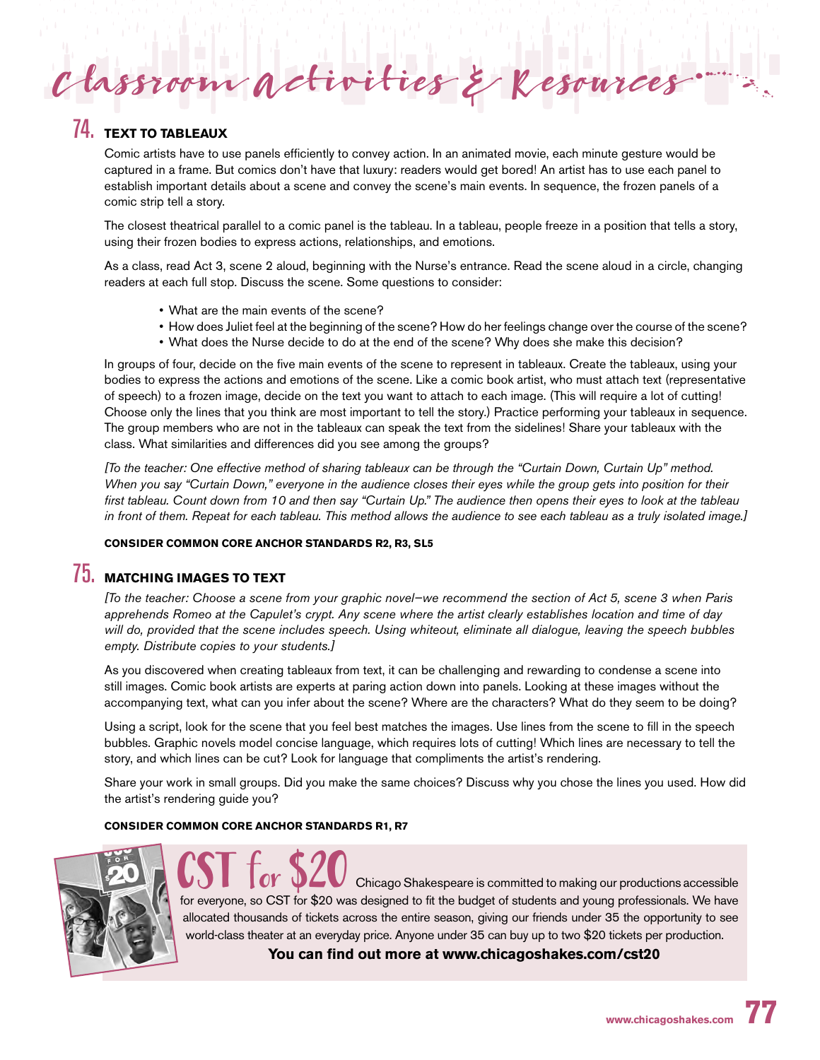# Classroom Activities & Resources

## 74. TEXT TO TABLEAUX

Comic artists have to use panels efficiently to convey action. In an animated movie, each minute gesture would be captured in a frame. But comics don't have that luxury: readers would get bored! An artist has to use each panel to establish important details about a scene and convey the scene's main events. In sequence, the frozen panels of a comic strip tell a story.

The closest theatrical parallel to a comic panel is the tableau. In a tableau, people freeze in a position that tells a story, using their frozen bodies to express actions, relationships, and emotions.

As a class, read Act 3, scene 2 aloud, beginning with the Nurse's entrance. Read the scene aloud in a circle, changing readers at each full stop. Discuss the scene. Some questions to consider:

- What are the main events of the scene?
- How does Juliet feel at the beginning of the scene? How do her feelings change over the course of the scene?
- What does the Nurse decide to do at the end of the scene? Why does she make this decision?

In groups of four, decide on the five main events of the scene to represent in tableaux. Create the tableaux, using your bodies to express the actions and emotions of the scene. Like a comic book artist, who must attach text (representative of speech) to a frozen image, decide on the text you want to attach to each image. (This will require a lot of cutting! Choose only the lines that you think are most important to tell the story.) Practice performing your tableaux in sequence. The group members who are not in the tableaux can speak the text from the sidelines! Share your tableaux with the class. What similarities and differences did you see among the groups?

*[To the teacher: One effective method of sharing tableaux can be through the "Curtain Down, Curtain Up" method. When you say "Curtain Down," everyone in the audience closes their eyes while the group gets into position for their first tableau. Count down from 10 and then say "Curtain Up." The audience then opens their eyes to look at the tableau in front of them. Repeat for each tableau. This method allows the audience to see each tableau as a truly isolated image.]*

**CONSIDER COMMON CORE ANCHOR STANDARDS R2, R3, SL5**

## 75. MATCHING IMAGES TO TEXT

*[To the teacher: Choose a scene from your graphic novel—we recommend the section of Act 5, scene 3 when Paris apprehends Romeo at the Capulet's crypt. Any scene where the artist clearly establishes location and time of day will do, provided that the scene includes speech. Using whiteout, eliminate all dialogue, leaving the speech bubbles empty. Distribute copies to your students.]*

As you discovered when creating tableaux from text, it can be challenging and rewarding to condense a scene into still images. Comic book artists are experts at paring action down into panels. Looking at these images without the accompanying text, what can you infer about the scene? Where are the characters? What do they seem to be doing?

Using a script, look for the scene that you feel best matches the images. Use lines from the scene to fill in the speech bubbles. Graphic novels model concise language, which requires lots of cutting! Which lines are necessary to tell the story, and which lines can be cut? Look for language that compliments the artist's rendering.

Share your work in small groups. Did you make the same choices? Discuss why you chose the lines you used. How did the artist's rendering guide you?

**CONSIDER COMMON CORE ANCHOR STANDARDS R1, R7**

**CST for $20** Chicago Shakespeare is committed to making our productions accessible for everyone, so CST for $20 was designed to fit the budget of students and young professionals. We have allocated thousands of tickets across the entire season, giving our friends under 35 the opportunity to see world-class theater at an everyday price. Anyone under 35 can buy up to two $20 tickets per production.

**You can find out more at www.chicagoshakes.com/cst20**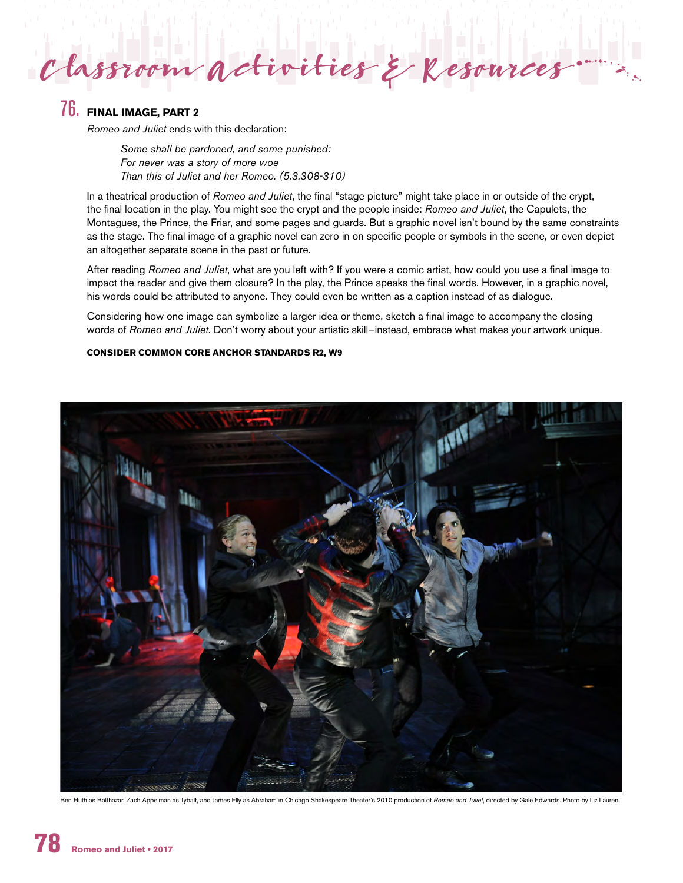# Classroom Activities & Resources

## 76. FINAL IMAGE, PART 2

*Romeo and Juliet* ends with this declaration:

> *Some shall be pardoned, and some punished:*
> *For never was a story of more woe*
> *Than this of Juliet and her Romeo. (5.3.308-310)*

In a theatrical production of *Romeo and Juliet*, the final "stage picture" might take place in or outside of the crypt, the final location in the play. You might see the crypt and the people inside: *Romeo and Juliet*, the Capulets, the Montagues, the Prince, the Friar, and some pages and guards. But a graphic novel isn't bound by the same constraints as the stage. The final image of a graphic novel can zero in on specific people or symbols in the scene, or even depict an altogether separate scene in the past or future.

After reading *Romeo and Juliet*, what are you left with? If you were a comic artist, how could you use a final image to impact the reader and give them closure? In the play, the Prince speaks the final words. However, in a graphic novel, his words could be attributed to anyone. They could even be written as a caption instead of as dialogue.

Considering how one image can symbolize a larger idea or theme, sketch a final image to accompany the closing words of *Romeo and Juliet*. Don't worry about your artistic skill—instead, embrace what makes your artwork unique.

**CONSIDER COMMON CORE ANCHOR STANDARDS R2, W9**

Ben Huth as Balthazar, Zach Appelman as Tybalt, and James Elly as Abraham in Chicago Shakespeare Theater's 2010 production of *Romeo and Juliet*, directed by Gale Edwards. Photo by Liz Lauren.